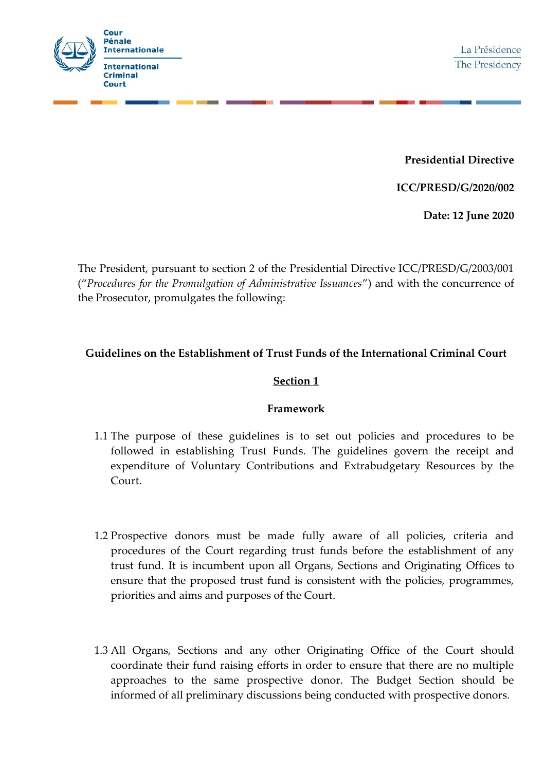Cour Pénale Internationale

International Criminal Court

La Présidence
The Presidency

**Presidential Directive**

**ICC/PRESD/G/2020/002**

**Date: 12 June 2020**

The President, pursuant to section 2 of the Presidential Directive ICC/PRESD/G/2003/001 ("*Procedures for the Promulgation of Administrative Issuances*") and with the concurrence of the Prosecutor, promulgates the following:

## Guidelines on the Establishment of Trust Funds of the International Criminal Court

### Section 1

### Framework

1.1 The purpose of these guidelines is to set out policies and procedures to be followed in establishing Trust Funds. The guidelines govern the receipt and expenditure of Voluntary Contributions and Extrabudgetary Resources by the Court.

1.2 Prospective donors must be made fully aware of all policies, criteria and procedures of the Court regarding trust funds before the establishment of any trust fund. It is incumbent upon all Organs, Sections and Originating Offices to ensure that the proposed trust fund is consistent with the policies, programmes, priorities and aims and purposes of the Court.

1.3 All Organs, Sections and any other Originating Office of the Court should coordinate their fund raising efforts in order to ensure that there are no multiple approaches to the same prospective donor. The Budget Section should be informed of all preliminary discussions being conducted with prospective donors.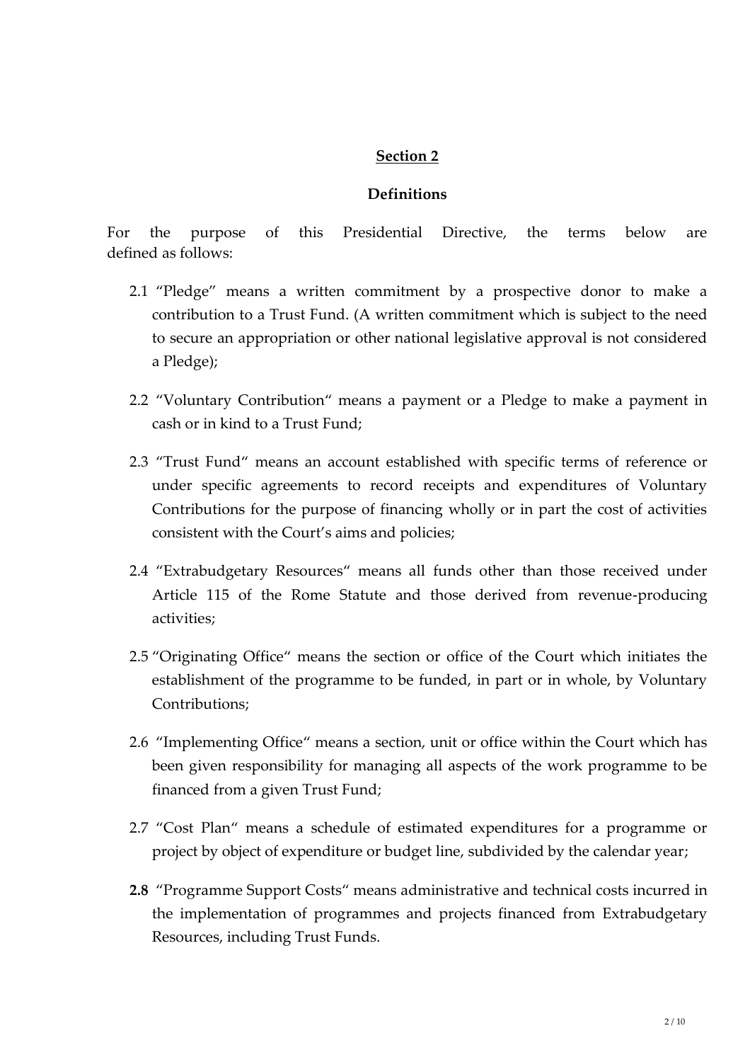## Section 2

### Definitions

For the purpose of this Presidential Directive, the terms below are defined as follows:

2.1 "Pledge" means a written commitment by a prospective donor to make a contribution to a Trust Fund. (A written commitment which is subject to the need to secure an appropriation or other national legislative approval is not considered a Pledge);

2.2 "Voluntary Contribution" means a payment or a Pledge to make a payment in cash or in kind to a Trust Fund;

2.3 "Trust Fund" means an account established with specific terms of reference or under specific agreements to record receipts and expenditures of Voluntary Contributions for the purpose of financing wholly or in part the cost of activities consistent with the Court's aims and policies;

2.4 "Extrabudgetary Resources" means all funds other than those received under Article 115 of the Rome Statute and those derived from revenue-producing activities;

2.5 "Originating Office" means the section or office of the Court which initiates the establishment of the programme to be funded, in part or in whole, by Voluntary Contributions;

2.6 "Implementing Office" means a section, unit or office within the Court which has been given responsibility for managing all aspects of the work programme to be financed from a given Trust Fund;

2.7 "Cost Plan" means a schedule of estimated expenditures for a programme or project by object of expenditure or budget line, subdivided by the calendar year;

**2.8** "Programme Support Costs" means administrative and technical costs incurred in the implementation of programmes and projects financed from Extrabudgetary Resources, including Trust Funds.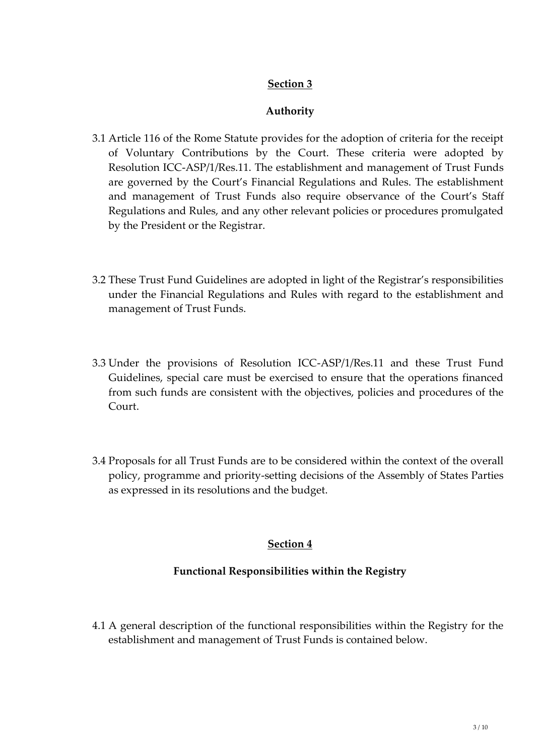## Section 3

### Authority

3.1 Article 116 of the Rome Statute provides for the adoption of criteria for the receipt of Voluntary Contributions by the Court. These criteria were adopted by Resolution ICC-ASP/1/Res.11. The establishment and management of Trust Funds are governed by the Court's Financial Regulations and Rules. The establishment and management of Trust Funds also require observance of the Court's Staff Regulations and Rules, and any other relevant policies or procedures promulgated by the President or the Registrar.

3.2 These Trust Fund Guidelines are adopted in light of the Registrar's responsibilities under the Financial Regulations and Rules with regard to the establishment and management of Trust Funds.

3.3 Under the provisions of Resolution ICC-ASP/1/Res.11 and these Trust Fund Guidelines, special care must be exercised to ensure that the operations financed from such funds are consistent with the objectives, policies and procedures of the Court.

3.4 Proposals for all Trust Funds are to be considered within the context of the overall policy, programme and priority-setting decisions of the Assembly of States Parties as expressed in its resolutions and the budget.

## Section 4

### Functional Responsibilities within the Registry

4.1 A general description of the functional responsibilities within the Registry for the establishment and management of Trust Funds is contained below.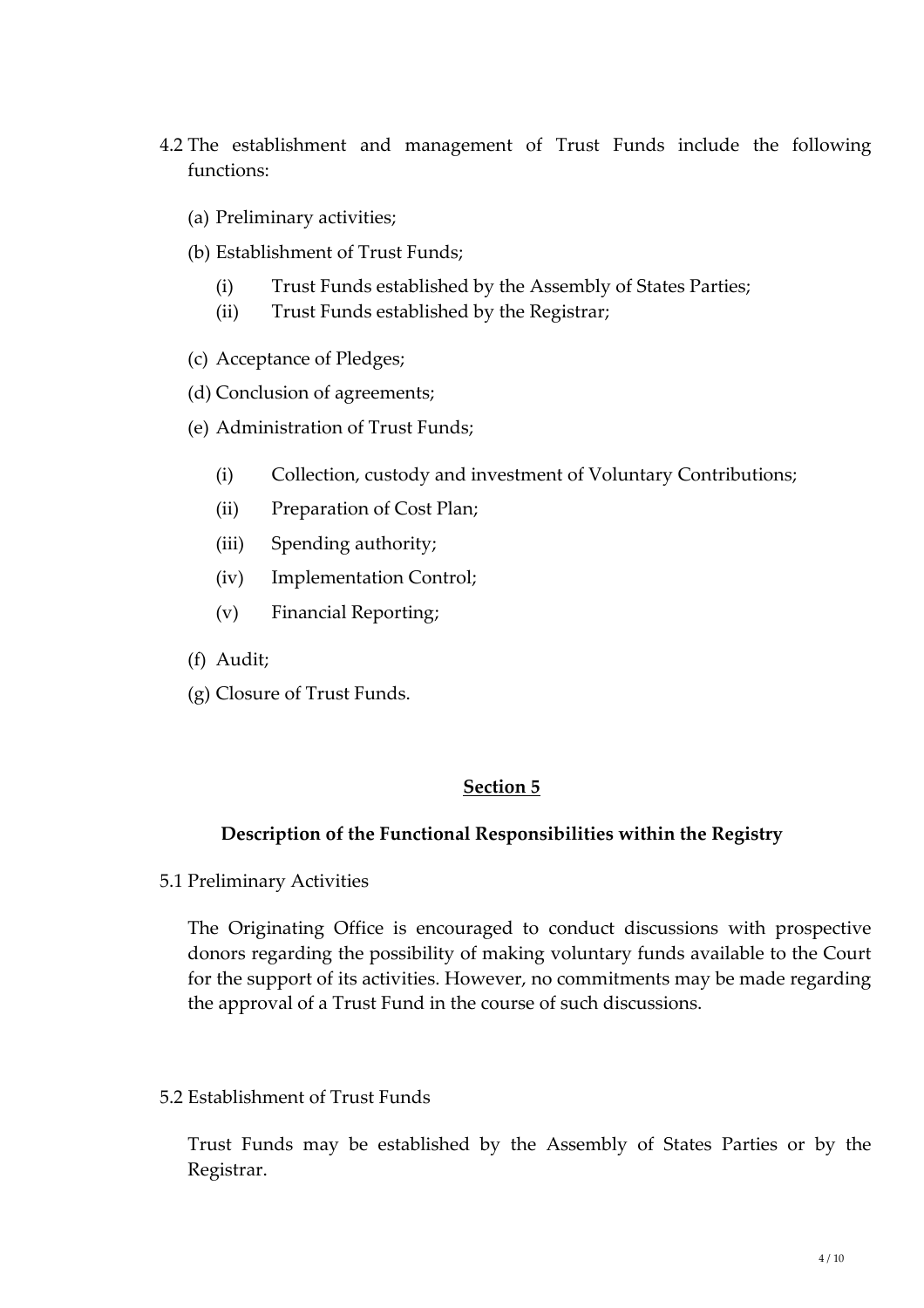4.2 The establishment and management of Trust Funds include the following functions:

(a) Preliminary activities;

(b) Establishment of Trust Funds;

   (i) Trust Funds established by the Assembly of States Parties;
   (ii) Trust Funds established by the Registrar;

(c) Acceptance of Pledges;

(d) Conclusion of agreements;

(e) Administration of Trust Funds;

   (i) Collection, custody and investment of Voluntary Contributions;
   (ii) Preparation of Cost Plan;
   (iii) Spending authority;
   (iv) Implementation Control;
   (v) Financial Reporting;

(f) Audit;

(g) Closure of Trust Funds.

## Section 5

### Description of the Functional Responsibilities within the Registry

5.1 Preliminary Activities

The Originating Office is encouraged to conduct discussions with prospective donors regarding the possibility of making voluntary funds available to the Court for the support of its activities. However, no commitments may be made regarding the approval of a Trust Fund in the course of such discussions.

5.2 Establishment of Trust Funds

Trust Funds may be established by the Assembly of States Parties or by the Registrar.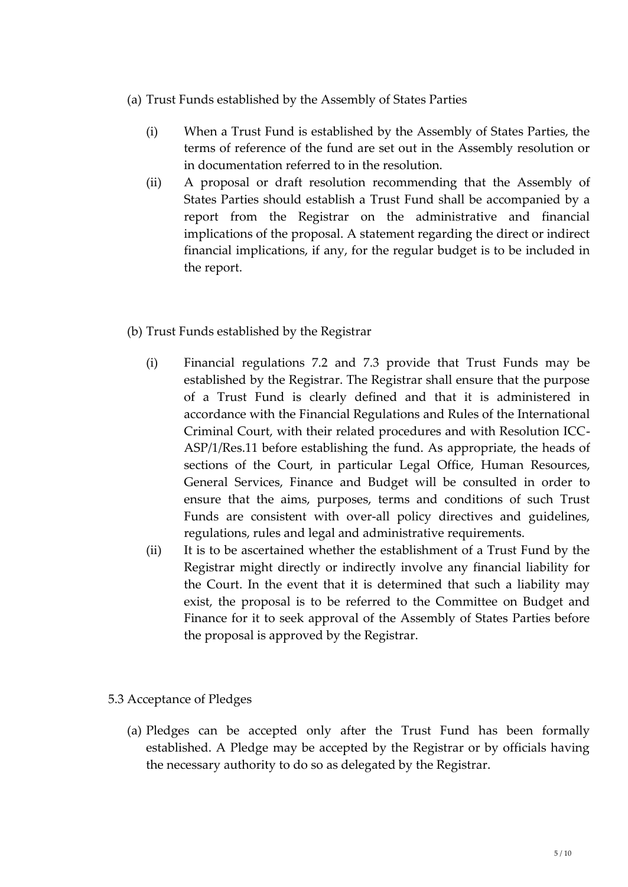(a) Trust Funds established by the Assembly of States Parties

(i) When a Trust Fund is established by the Assembly of States Parties, the terms of reference of the fund are set out in the Assembly resolution or in documentation referred to in the resolution.

(ii) A proposal or draft resolution recommending that the Assembly of States Parties should establish a Trust Fund shall be accompanied by a report from the Registrar on the administrative and financial implications of the proposal. A statement regarding the direct or indirect financial implications, if any, for the regular budget is to be included in the report.

(b) Trust Funds established by the Registrar

(i) Financial regulations 7.2 and 7.3 provide that Trust Funds may be established by the Registrar. The Registrar shall ensure that the purpose of a Trust Fund is clearly defined and that it is administered in accordance with the Financial Regulations and Rules of the International Criminal Court, with their related procedures and with Resolution ICC-ASP/1/Res.11 before establishing the fund. As appropriate, the heads of sections of the Court, in particular Legal Office, Human Resources, General Services, Finance and Budget will be consulted in order to ensure that the aims, purposes, terms and conditions of such Trust Funds are consistent with over-all policy directives and guidelines, regulations, rules and legal and administrative requirements.

(ii) It is to be ascertained whether the establishment of a Trust Fund by the Registrar might directly or indirectly involve any financial liability for the Court. In the event that it is determined that such a liability may exist, the proposal is to be referred to the Committee on Budget and Finance for it to seek approval of the Assembly of States Parties before the proposal is approved by the Registrar.

## 5.3 Acceptance of Pledges

(a) Pledges can be accepted only after the Trust Fund has been formally established. A Pledge may be accepted by the Registrar or by officials having the necessary authority to do so as delegated by the Registrar.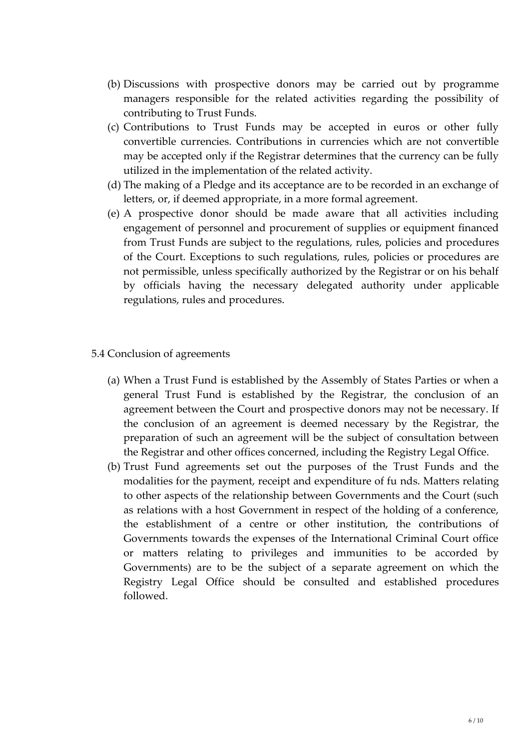(b) Discussions with prospective donors may be carried out by programme managers responsible for the related activities regarding the possibility of contributing to Trust Funds.

(c) Contributions to Trust Funds may be accepted in euros or other fully convertible currencies. Contributions in currencies which are not convertible may be accepted only if the Registrar determines that the currency can be fully utilized in the implementation of the related activity.

(d) The making of a Pledge and its acceptance are to be recorded in an exchange of letters, or, if deemed appropriate, in a more formal agreement.

(e) A prospective donor should be made aware that all activities including engagement of personnel and procurement of supplies or equipment financed from Trust Funds are subject to the regulations, rules, policies and procedures of the Court. Exceptions to such regulations, rules, policies or procedures are not permissible, unless specifically authorized by the Registrar or on his behalf by officials having the necessary delegated authority under applicable regulations, rules and procedures.

5.4 Conclusion of agreements

(a) When a Trust Fund is established by the Assembly of States Parties or when a general Trust Fund is established by the Registrar, the conclusion of an agreement between the Court and prospective donors may not be necessary. If the conclusion of an agreement is deemed necessary by the Registrar, the preparation of such an agreement will be the subject of consultation between the Registrar and other offices concerned, including the Registry Legal Office.

(b) Trust Fund agreements set out the purposes of the Trust Funds and the modalities for the payment, receipt and expenditure of fu nds. Matters relating to other aspects of the relationship between Governments and the Court (such as relations with a host Government in respect of the holding of a conference, the establishment of a centre or other institution, the contributions of Governments towards the expenses of the International Criminal Court office or matters relating to privileges and immunities to be accorded by Governments) are to be the subject of a separate agreement on which the Registry Legal Office should be consulted and established procedures followed.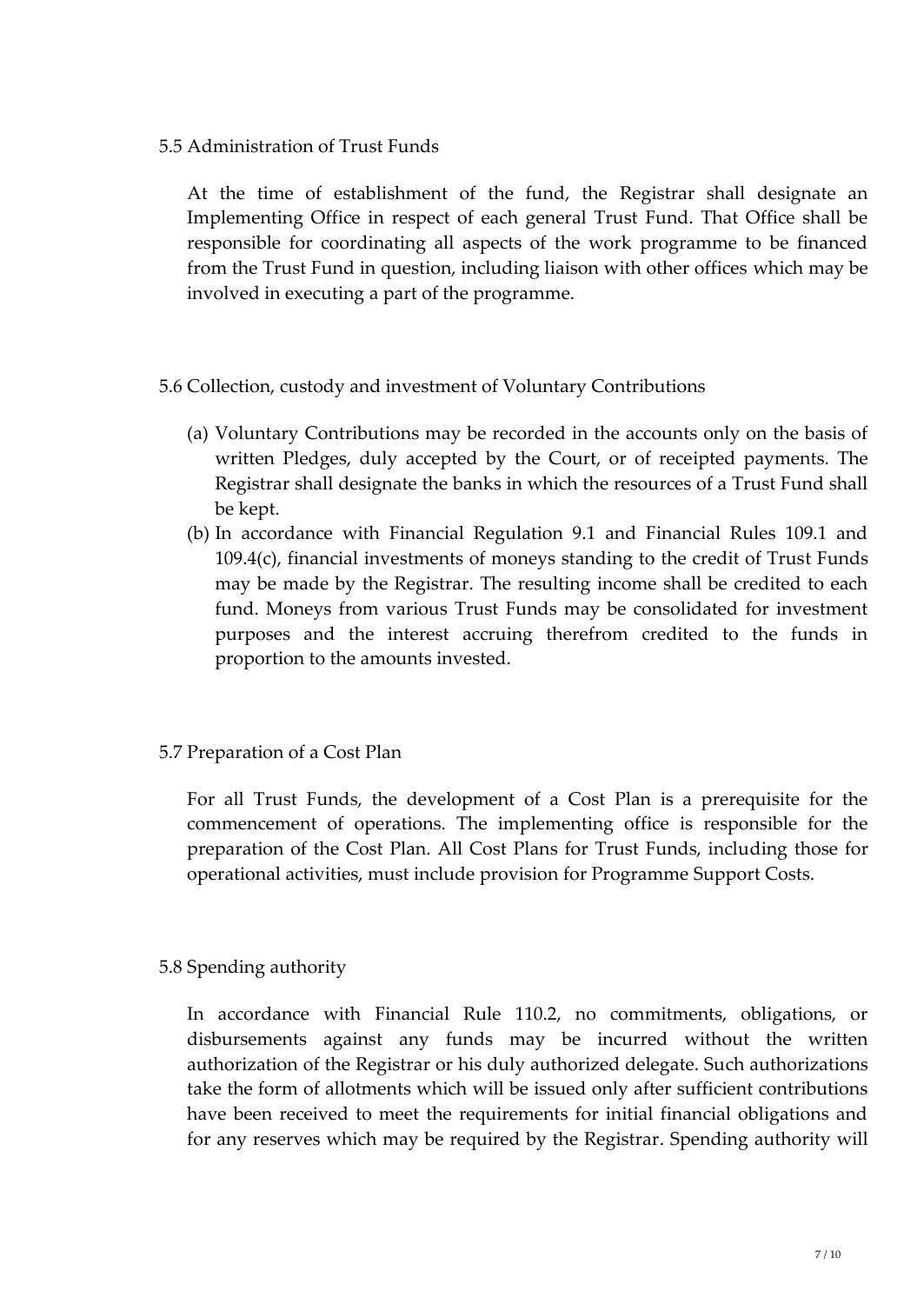### 5.5 Administration of Trust Funds

At the time of establishment of the fund, the Registrar shall designate an Implementing Office in respect of each general Trust Fund. That Office shall be responsible for coordinating all aspects of the work programme to be financed from the Trust Fund in question, including liaison with other offices which may be involved in executing a part of the programme.

### 5.6 Collection, custody and investment of Voluntary Contributions

(a) Voluntary Contributions may be recorded in the accounts only on the basis of written Pledges, duly accepted by the Court, or of receipted payments. The Registrar shall designate the banks in which the resources of a Trust Fund shall be kept.

(b) In accordance with Financial Regulation 9.1 and Financial Rules 109.1 and 109.4(c), financial investments of moneys standing to the credit of Trust Funds may be made by the Registrar. The resulting income shall be credited to each fund. Moneys from various Trust Funds may be consolidated for investment purposes and the interest accruing therefrom credited to the funds in proportion to the amounts invested.

### 5.7 Preparation of a Cost Plan

For all Trust Funds, the development of a Cost Plan is a prerequisite for the commencement of operations. The implementing office is responsible for the preparation of the Cost Plan. All Cost Plans for Trust Funds, including those for operational activities, must include provision for Programme Support Costs.

### 5.8 Spending authority

In accordance with Financial Rule 110.2, no commitments, obligations, or disbursements against any funds may be incurred without the written authorization of the Registrar or his duly authorized delegate. Such authorizations take the form of allotments which will be issued only after sufficient contributions have been received to meet the requirements for initial financial obligations and for any reserves which may be required by the Registrar. Spending authority will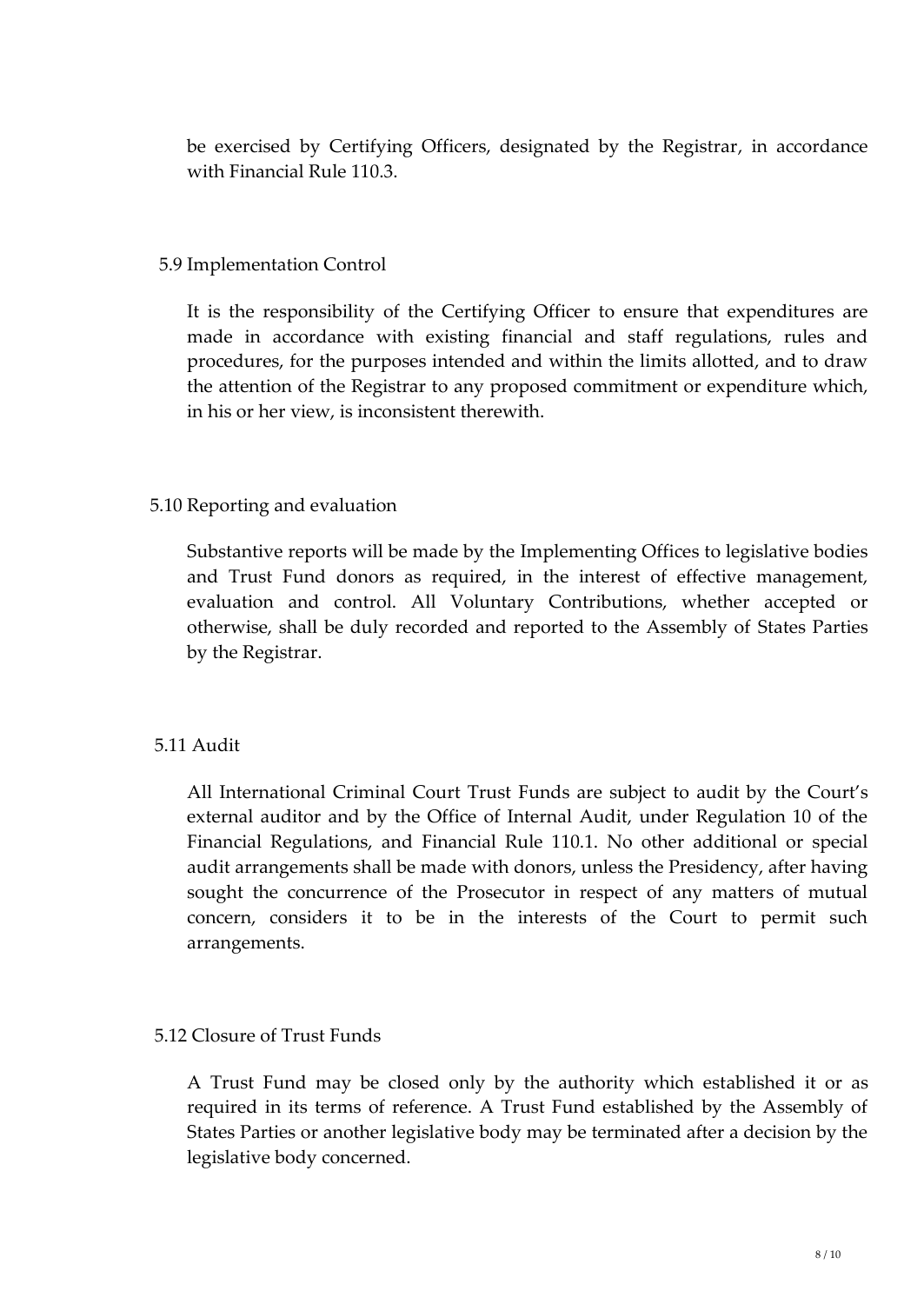be exercised by Certifying Officers, designated by the Registrar, in accordance with Financial Rule 110.3.

### 5.9 Implementation Control

It is the responsibility of the Certifying Officer to ensure that expenditures are made in accordance with existing financial and staff regulations, rules and procedures, for the purposes intended and within the limits allotted, and to draw the attention of the Registrar to any proposed commitment or expenditure which, in his or her view, is inconsistent therewith.

### 5.10 Reporting and evaluation

Substantive reports will be made by the Implementing Offices to legislative bodies and Trust Fund donors as required, in the interest of effective management, evaluation and control. All Voluntary Contributions, whether accepted or otherwise, shall be duly recorded and reported to the Assembly of States Parties by the Registrar.

### 5.11 Audit

All International Criminal Court Trust Funds are subject to audit by the Court's external auditor and by the Office of Internal Audit, under Regulation 10 of the Financial Regulations, and Financial Rule 110.1. No other additional or special audit arrangements shall be made with donors, unless the Presidency, after having sought the concurrence of the Prosecutor in respect of any matters of mutual concern, considers it to be in the interests of the Court to permit such arrangements.

### 5.12 Closure of Trust Funds

A Trust Fund may be closed only by the authority which established it or as required in its terms of reference. A Trust Fund established by the Assembly of States Parties or another legislative body may be terminated after a decision by the legislative body concerned.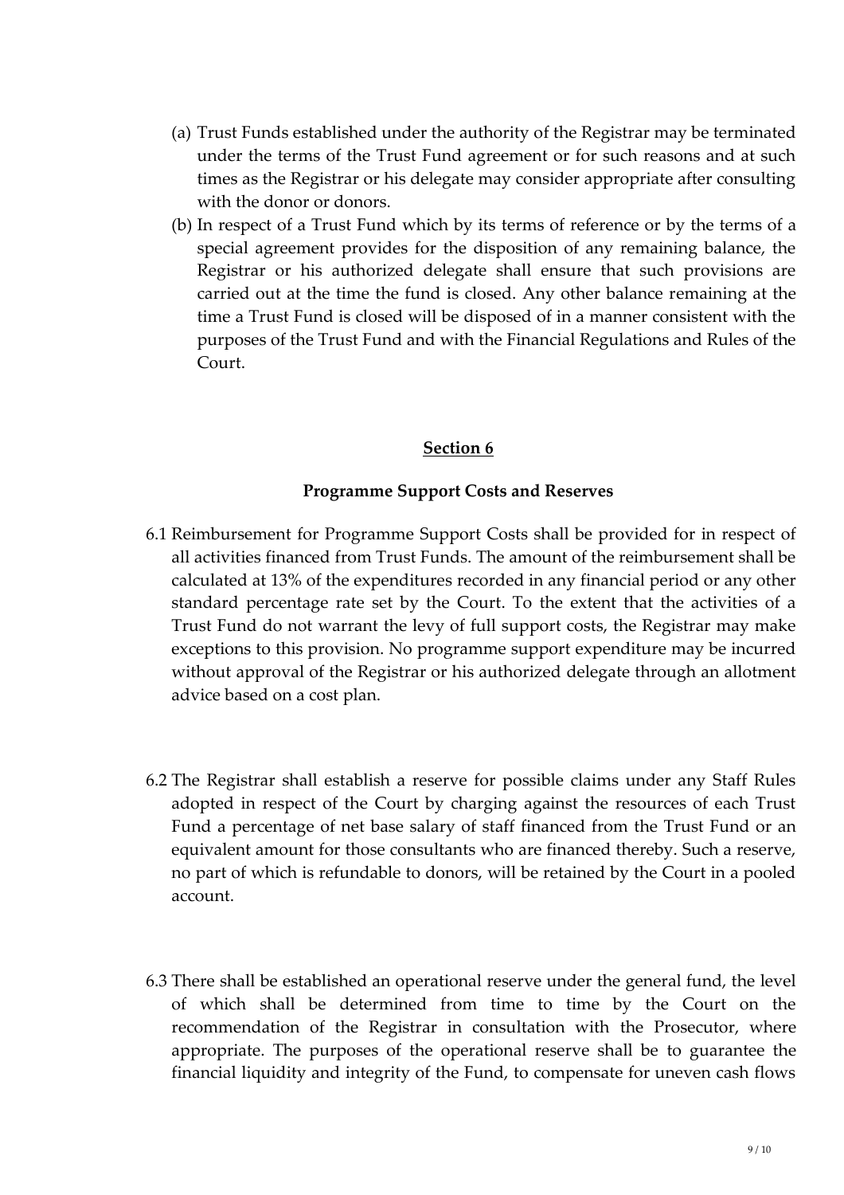(a) Trust Funds established under the authority of the Registrar may be terminated under the terms of the Trust Fund agreement or for such reasons and at such times as the Registrar or his delegate may consider appropriate after consulting with the donor or donors.

(b) In respect of a Trust Fund which by its terms of reference or by the terms of a special agreement provides for the disposition of any remaining balance, the Registrar or his authorized delegate shall ensure that such provisions are carried out at the time the fund is closed. Any other balance remaining at the time a Trust Fund is closed will be disposed of in a manner consistent with the purposes of the Trust Fund and with the Financial Regulations and Rules of the Court.

## Section 6

### Programme Support Costs and Reserves

6.1 Reimbursement for Programme Support Costs shall be provided for in respect of all activities financed from Trust Funds. The amount of the reimbursement shall be calculated at 13% of the expenditures recorded in any financial period or any other standard percentage rate set by the Court. To the extent that the activities of a Trust Fund do not warrant the levy of full support costs, the Registrar may make exceptions to this provision. No programme support expenditure may be incurred without approval of the Registrar or his authorized delegate through an allotment advice based on a cost plan.

6.2 The Registrar shall establish a reserve for possible claims under any Staff Rules adopted in respect of the Court by charging against the resources of each Trust Fund a percentage of net base salary of staff financed from the Trust Fund or an equivalent amount for those consultants who are financed thereby. Such a reserve, no part of which is refundable to donors, will be retained by the Court in a pooled account.

6.3 There shall be established an operational reserve under the general fund, the level of which shall be determined from time to time by the Court on the recommendation of the Registrar in consultation with the Prosecutor, where appropriate. The purposes of the operational reserve shall be to guarantee the financial liquidity and integrity of the Fund, to compensate for uneven cash flows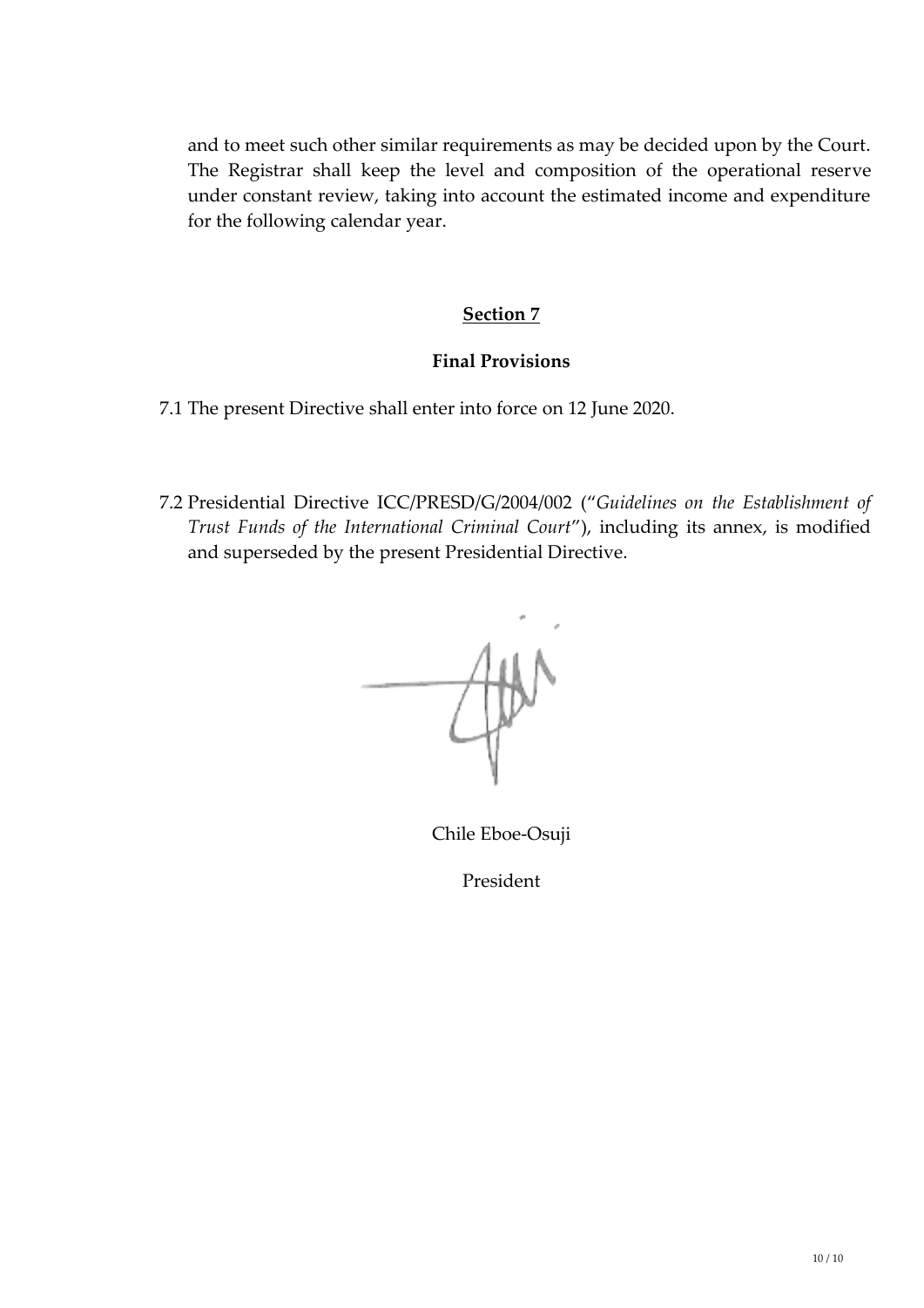and to meet such other similar requirements as may be decided upon by the Court. The Registrar shall keep the level and composition of the operational reserve under constant review, taking into account the estimated income and expenditure for the following calendar year.

## Section 7

### Final Provisions

7.1 The present Directive shall enter into force on 12 June 2020.

7.2 Presidential Directive ICC/PRESD/G/2004/002 ("*Guidelines on the Establishment of Trust Funds of the International Criminal Court*"), including its annex, is modified and superseded by the present Presidential Directive.

Chile Eboe-Osuji

President